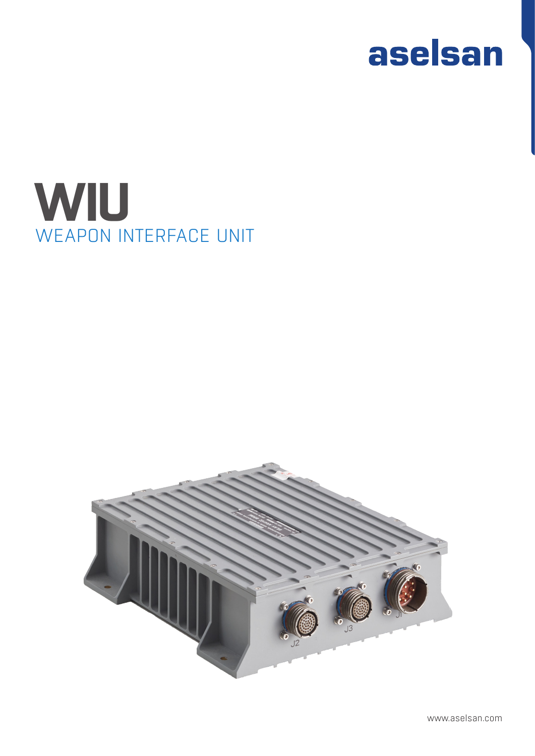aselsan

# WIU

## WEAPON INTERFACE UNIT

www.aselsan.com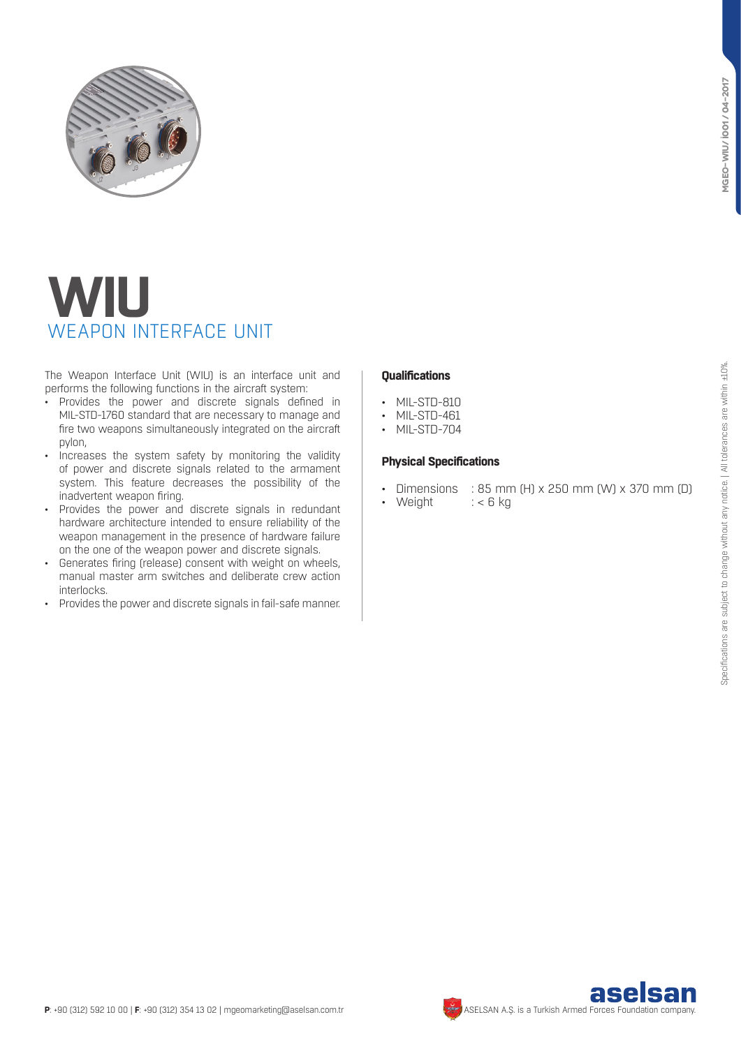# WIU

## WEAPON INTERFACE UNIT

The Weapon Interface Unit (WIU) is an interface unit and performs the following functions in the aircraft system:

- Provides the power and discrete signals defined in MIL-STD-1760 standard that are necessary to manage and fire two weapons simultaneously integrated on the aircraft pylon,
- Increases the system safety by monitoring the validity of power and discrete signals related to the armament system. This feature decreases the possibility of the inadvertent weapon firing.
- Provides the power and discrete signals in redundant hardware architecture intended to ensure reliability of the weapon management in the presence of hardware failure on the one of the weapon power and discrete signals.
- Generates firing (release) consent with weight on wheels, manual master arm switches and deliberate crew action interlocks.
- Provides the power and discrete signals in fail-safe manner.

**Qualifications**

- MIL-STD-810
- MIL-STD-461
- MIL-STD-704

**Physical Specifications**

- Dimensions : 85 mm (H) x 250 mm (W) x 370 mm (D)
- Weight : < 6 kg

MGEO-WIU/ I001 / 04-2017

Specifications are subject to change without any notice. | All tolerances are within ±10%.

**P**: +90 (312) 592 10 00 | **F**: +90 (312) 354 13 02 | mgeomarketing@aselsan.com.tr

aselsan

ASELSAN A.Ş. is a Turkish Armed Forces Foundation company.